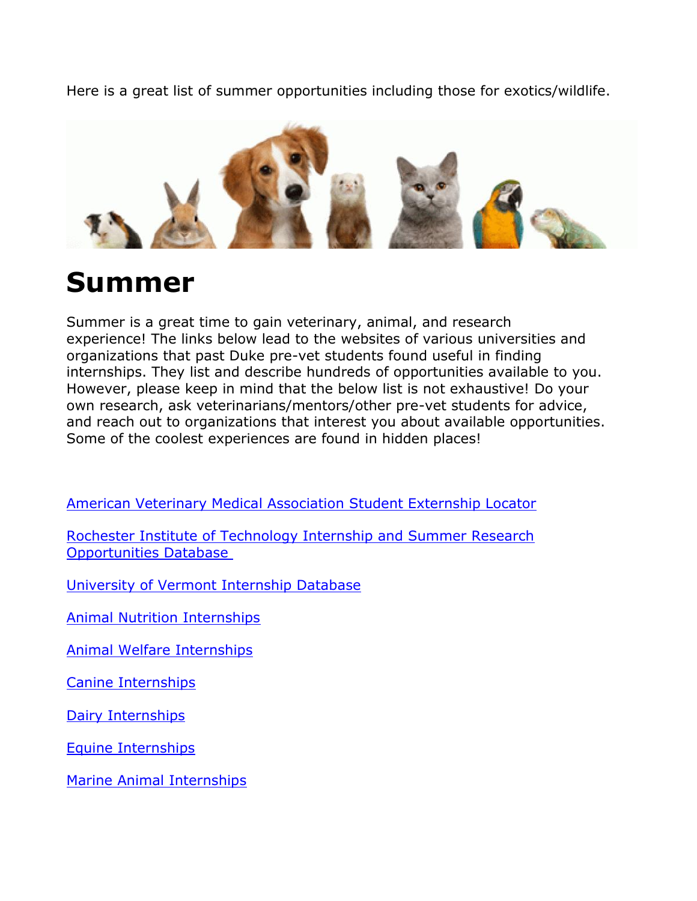Here is a great list of summer opportunities including those for exotics/wildlife.

# Summer

Summer is a great time to gain veterinary, animal, and research experience! The links below lead to the websites of various universities and organizations that past Duke pre-vet students found useful in finding internships. They list and describe hundreds of opportunities available to you. However, please keep in mind that the below list is not exhaustive! Do your own research, ask veterinarians/mentors/other pre-vet students for advice, and reach out to organizations that interest you about available opportunities. Some of the coolest experiences are found in hidden places!

American Veterinary Medical Association Student Externship Locator

Rochester Institute of Technology Internship and Summer Research Opportunities Database

University of Vermont Internship Database

Animal Nutrition Internships

Animal Welfare Internships

Canine Internships

Dairy Internships

Equine Internships

Marine Animal Internships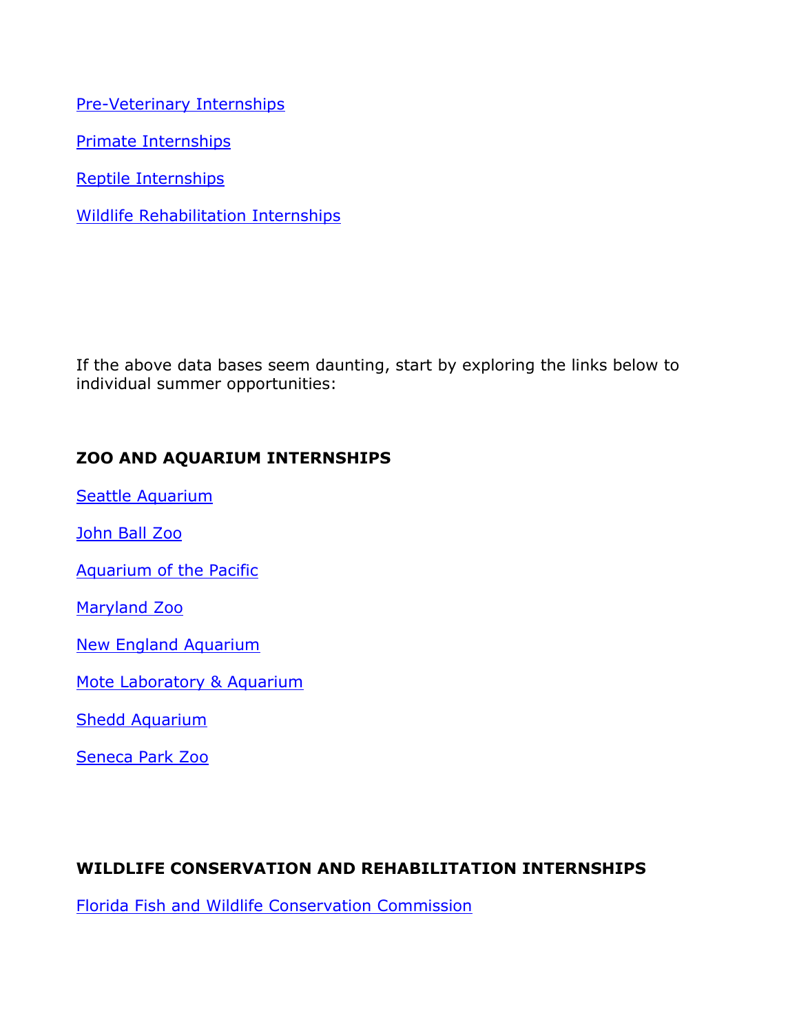Pre-Veterinary Internships

Primate Internships

Reptile Internships

Wildlife Rehabilitation Internships

If the above data bases seem daunting, start by exploring the links below to individual summer opportunities:

**ZOO AND AQUARIUM INTERNSHIPS**

Seattle Aquarium

John Ball Zoo

Aquarium of the Pacific

Maryland Zoo

New England Aquarium

Mote Laboratory & Aquarium

Shedd Aquarium

Seneca Park Zoo

**WILDLIFE CONSERVATION AND REHABILITATION INTERNSHIPS**

Florida Fish and Wildlife Conservation Commission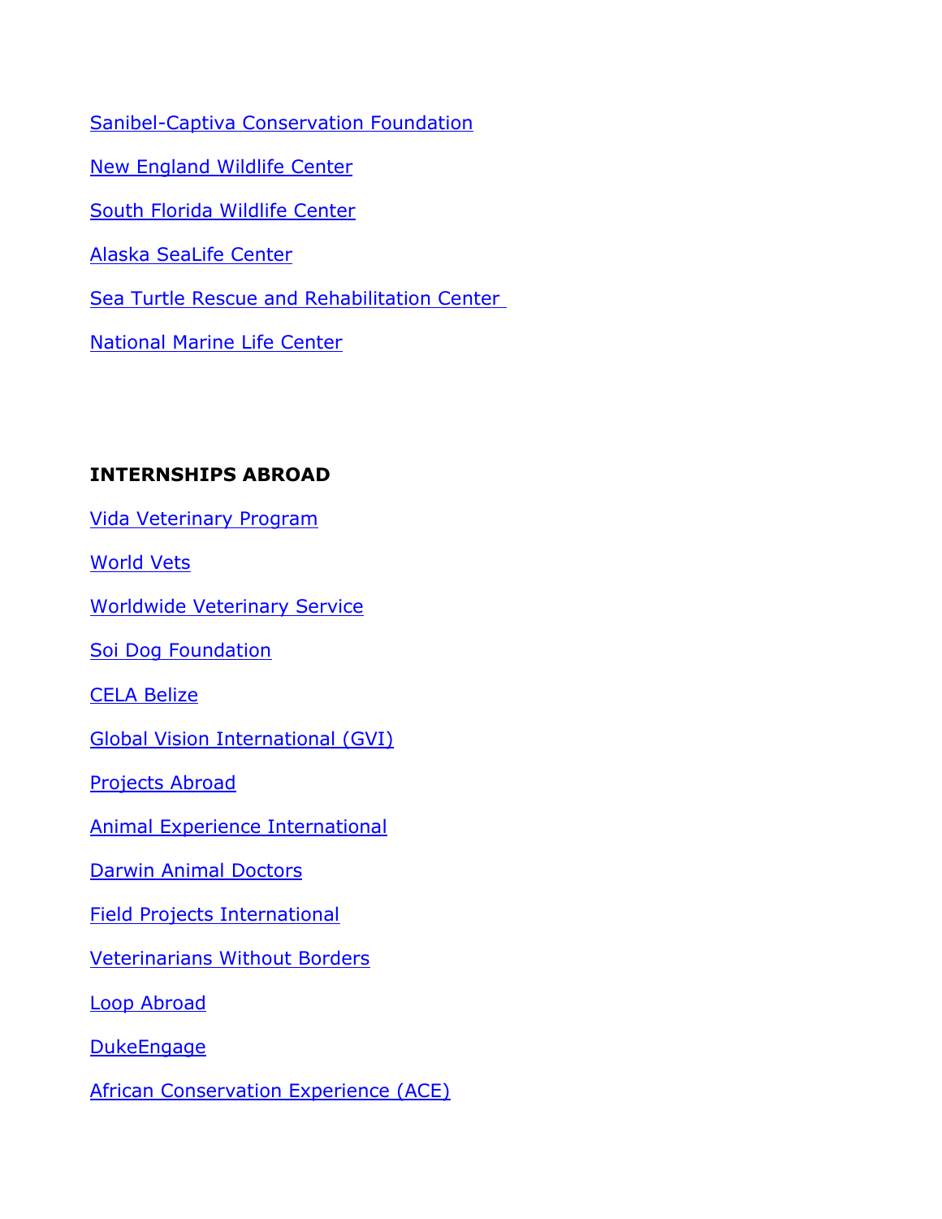Sanibel-Captiva Conservation Foundation

New England Wildlife Center

South Florida Wildlife Center

Alaska SeaLife Center

Sea Turtle Rescue and Rehabilitation Center

National Marine Life Center

**INTERNSHIPS ABROAD**

Vida Veterinary Program

World Vets

Worldwide Veterinary Service

Soi Dog Foundation

CELA Belize

Global Vision International (GVI)

Projects Abroad

Animal Experience International

Darwin Animal Doctors

Field Projects International

Veterinarians Without Borders

Loop Abroad

DukeEngage

African Conservation Experience (ACE)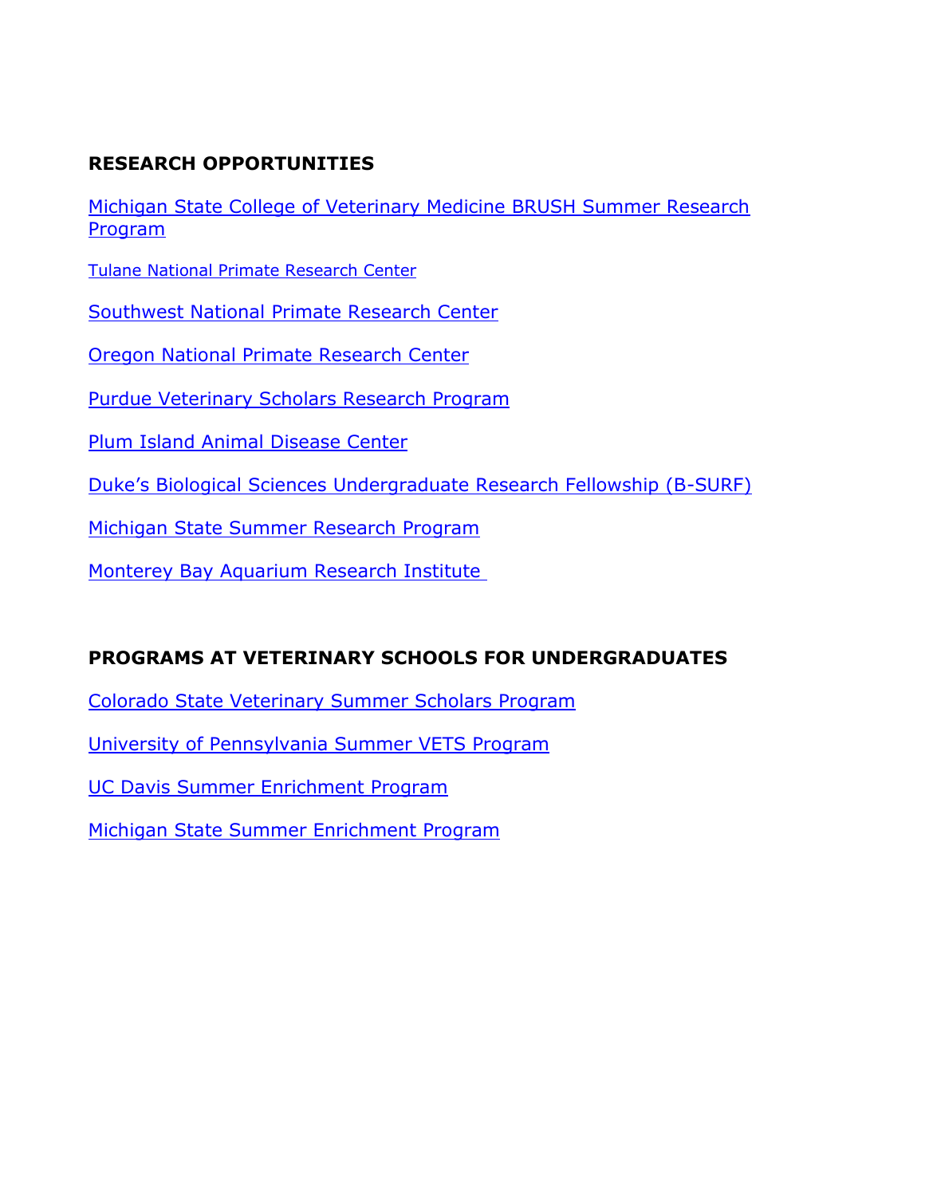## RESEARCH OPPORTUNITIES

Michigan State College of Veterinary Medicine BRUSH Summer Research Program

Tulane National Primate Research Center

Southwest National Primate Research Center

Oregon National Primate Research Center

Purdue Veterinary Scholars Research Program

Plum Island Animal Disease Center

Duke's Biological Sciences Undergraduate Research Fellowship (B-SURF)

Michigan State Summer Research Program

Monterey Bay Aquarium Research Institute

## PROGRAMS AT VETERINARY SCHOOLS FOR UNDERGRADUATES

Colorado State Veterinary Summer Scholars Program

University of Pennsylvania Summer VETS Program

UC Davis Summer Enrichment Program

Michigan State Summer Enrichment Program